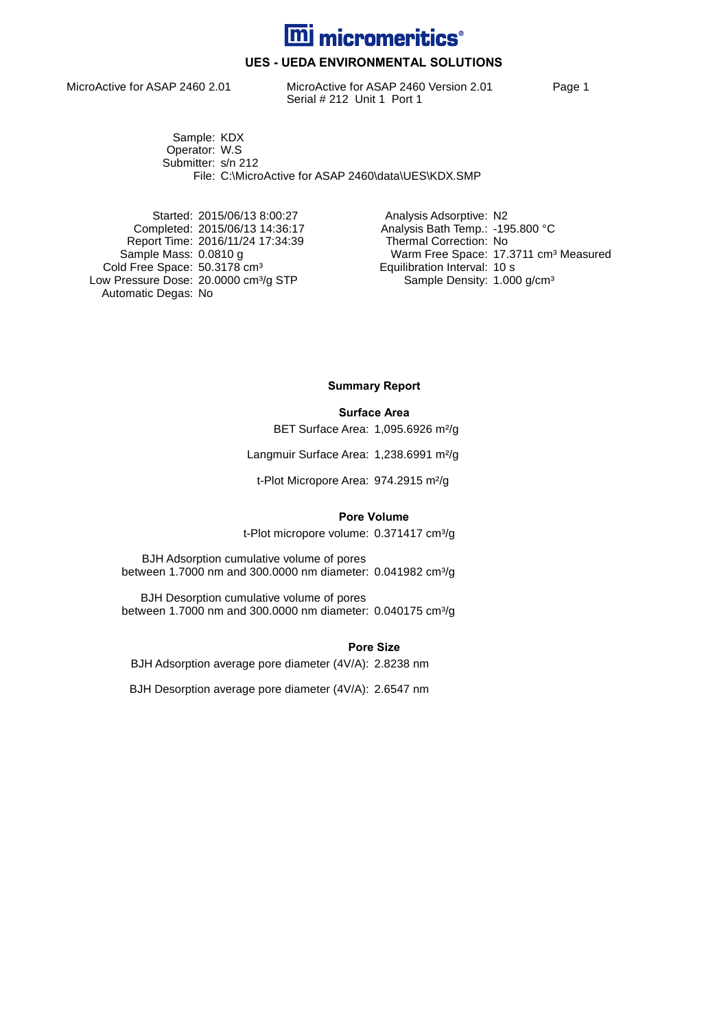# micromeritics

## UES - UEDA ENVIRONMENTAL SOLUTIONS

MicroActive for ASAP 2460 2.01

MicroActive for ASAP 2460 Version 2.01
Serial # 212 Unit 1 Port 1

Sample: KDX
Operator: W.S
Submitter: s/n 212
File: C:\MicroActive for ASAP 2460\data\UES\KDX.SMP

| | | | |
|---|---|---|---|
| Started: | 2015/06/13 8:00:27 | Analysis Adsorptive: | N2 |
| Completed: | 2015/06/13 14:36:17 | Analysis Bath Temp.: | -195.800 °C |
| Report Time: | 2016/11/24 17:34:39 | Thermal Correction: | No |
| Sample Mass: | 0.0810 g | Warm Free Space: | 17.3711 cm³ Measured |
| Cold Free Space: | 50.3178 cm³ | Equilibration Interval: | 10 s |
| Low Pressure Dose: | 20.0000 cm³/g STP | Sample Density: | 1.000 g/cm³ |
| Automatic Degas: | No | | |

### Summary Report

#### Surface Area

BET Surface Area: 1,095.6926 m²/g

Langmuir Surface Area: 1,238.6991 m²/g

t-Plot Micropore Area: 974.2915 m²/g

#### Pore Volume

t-Plot micropore volume: 0.371417 cm³/g

BJH Adsorption cumulative volume of pores between 1.7000 nm and 300.0000 nm diameter: 0.041982 cm³/g

BJH Desorption cumulative volume of pores between 1.7000 nm and 300.0000 nm diameter: 0.040175 cm³/g

#### Pore Size

BJH Adsorption average pore diameter (4V/A): 2.8238 nm

BJH Desorption average pore diameter (4V/A): 2.6547 nm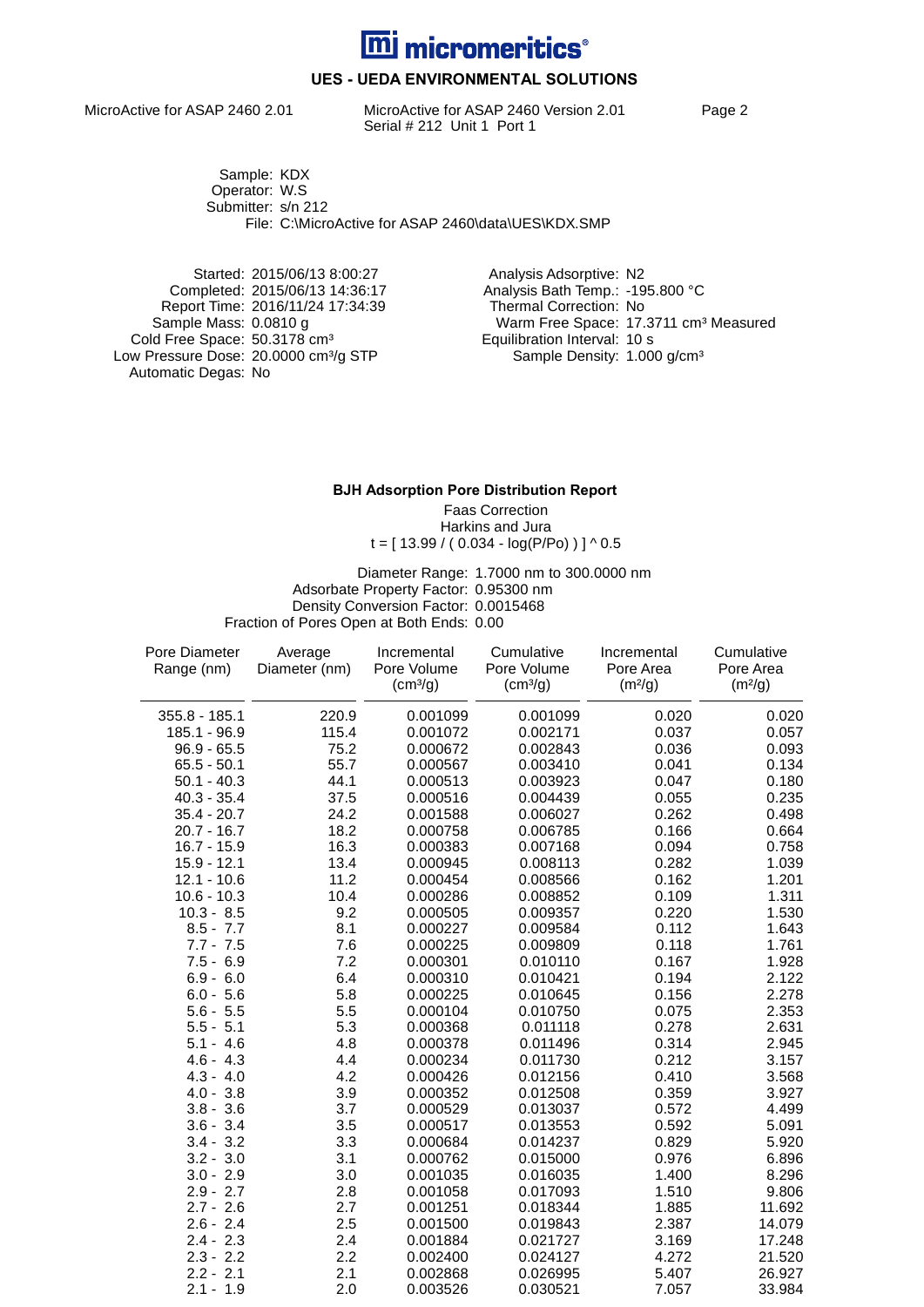**micromeritics®**

**UES - UEDA ENVIRONMENTAL SOLUTIONS**

MicroActive for ASAP 2460 2.01

MicroActive for ASAP 2460 Version 2.01
Serial # 212 Unit 1 Port 1

Sample: KDX
Operator: W.S
Submitter: s/n 212
File: C:\MicroActive for ASAP 2460\data\UES\KDX.SMP

Started: 2015/06/13 8:00:27
Completed: 2015/06/13 14:36:17
Report Time: 2016/11/24 17:34:39
Sample Mass: 0.0810 g
Cold Free Space: 50.3178 cm³
Low Pressure Dose: 20.0000 cm³/g STP
Automatic Degas: No

Analysis Adsorptive: N2
Analysis Bath Temp.: -195.800 °C
Thermal Correction: No
Warm Free Space: 17.3711 cm³ Measured
Equilibration Interval: 10 s
Sample Density: 1.000 g/cm³

## BJH Adsorption Pore Distribution Report

Faas Correction
Harkins and Jura
t = [ 13.99 / ( 0.034 - log(P/Po) ) ] ^ 0.5

Diameter Range: 1.7000 nm to 300.0000 nm
Adsorbate Property Factor: 0.95300 nm
Density Conversion Factor: 0.0015468
Fraction of Pores Open at Both Ends: 0.00

| Pore Diameter Range (nm) | Average Diameter (nm) | Incremental Pore Volume (cm³/g) | Cumulative Pore Volume (cm³/g) | Incremental Pore Area (m²/g) | Cumulative Pore Area (m²/g) |
|---|---|---|---|---|---|
| 355.8 - 185.1 | 220.9 | 0.001099 | 0.001099 | 0.020 | 0.020 |
| 185.1 - 96.9 | 115.4 | 0.001072 | 0.002171 | 0.037 | 0.057 |
| 96.9 - 65.5 | 75.2 | 0.000672 | 0.002843 | 0.036 | 0.093 |
| 65.5 - 50.1 | 55.7 | 0.000567 | 0.003410 | 0.041 | 0.134 |
| 50.1 - 40.3 | 44.1 | 0.000513 | 0.003923 | 0.047 | 0.180 |
| 40.3 - 35.4 | 37.5 | 0.000516 | 0.004439 | 0.055 | 0.235 |
| 35.4 - 20.7 | 24.2 | 0.001588 | 0.006027 | 0.262 | 0.498 |
| 20.7 - 16.7 | 18.2 | 0.000758 | 0.006785 | 0.166 | 0.664 |
| 16.7 - 15.9 | 16.3 | 0.000383 | 0.007168 | 0.094 | 0.758 |
| 15.9 - 12.1 | 13.4 | 0.000945 | 0.008113 | 0.282 | 1.039 |
| 12.1 - 10.6 | 11.2 | 0.000454 | 0.008566 | 0.162 | 1.201 |
| 10.6 - 10.3 | 10.4 | 0.000286 | 0.008852 | 0.109 | 1.311 |
| 10.3 - 8.5 | 9.2 | 0.000505 | 0.009357 | 0.220 | 1.530 |
| 8.5 - 7.7 | 8.1 | 0.000227 | 0.009584 | 0.112 | 1.643 |
| 7.7 - 7.5 | 7.6 | 0.000225 | 0.009809 | 0.118 | 1.761 |
| 7.5 - 6.9 | 7.2 | 0.000301 | 0.010110 | 0.167 | 1.928 |
| 6.9 - 6.0 | 6.4 | 0.000310 | 0.010421 | 0.194 | 2.122 |
| 6.0 - 5.6 | 5.8 | 0.000225 | 0.010645 | 0.156 | 2.278 |
| 5.6 - 5.5 | 5.5 | 0.000104 | 0.010750 | 0.075 | 2.353 |
| 5.5 - 5.1 | 5.3 | 0.000368 | 0.011118 | 0.278 | 2.631 |
| 5.1 - 4.6 | 4.8 | 0.000378 | 0.011496 | 0.314 | 2.945 |
| 4.6 - 4.3 | 4.4 | 0.000234 | 0.011730 | 0.212 | 3.157 |
| 4.3 - 4.0 | 4.2 | 0.000426 | 0.012156 | 0.410 | 3.568 |
| 4.0 - 3.8 | 3.9 | 0.000352 | 0.012508 | 0.359 | 3.927 |
| 3.8 - 3.6 | 3.7 | 0.000529 | 0.013037 | 0.572 | 4.499 |
| 3.6 - 3.4 | 3.5 | 0.000517 | 0.013553 | 0.592 | 5.091 |
| 3.4 - 3.2 | 3.3 | 0.000684 | 0.014237 | 0.829 | 5.920 |
| 3.2 - 3.0 | 3.1 | 0.000762 | 0.015000 | 0.976 | 6.896 |
| 3.0 - 2.9 | 3.0 | 0.001035 | 0.016035 | 1.400 | 8.296 |
| 2.9 - 2.7 | 2.8 | 0.001058 | 0.017093 | 1.510 | 9.806 |
| 2.7 - 2.6 | 2.7 | 0.001251 | 0.018344 | 1.885 | 11.692 |
| 2.6 - 2.4 | 2.5 | 0.001500 | 0.019843 | 2.387 | 14.079 |
| 2.4 - 2.3 | 2.4 | 0.001884 | 0.021727 | 3.169 | 17.248 |
| 2.3 - 2.2 | 2.2 | 0.002400 | 0.024127 | 4.272 | 21.520 |
| 2.2 - 2.1 | 2.1 | 0.002868 | 0.026995 | 5.407 | 26.927 |
| 2.1 - 1.9 | 2.0 | 0.003526 | 0.030521 | 7.057 | 33.984 |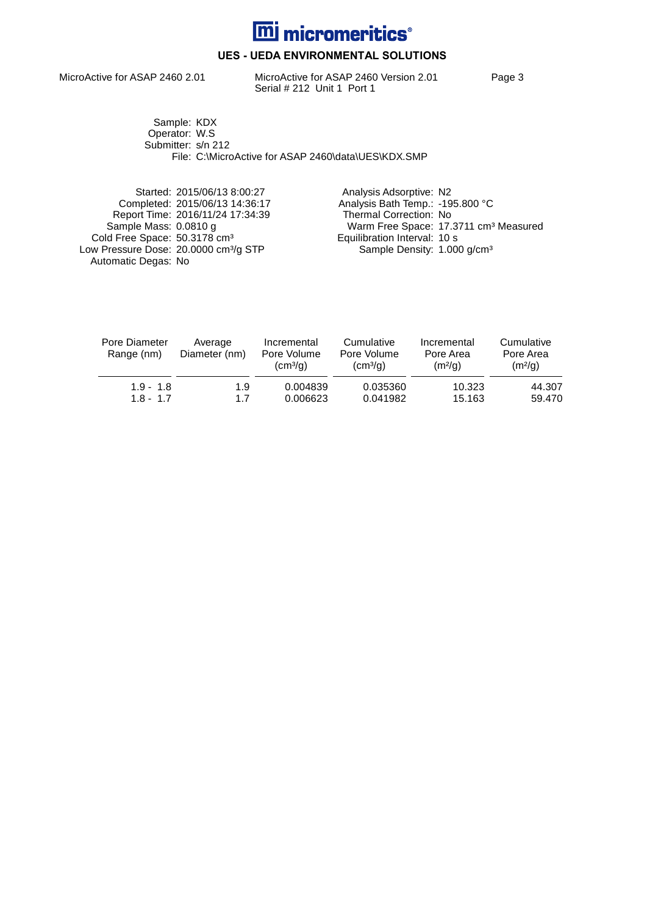**micromeritics®**

**UES - UEDA ENVIRONMENTAL SOLUTIONS**

MicroActive for ASAP 2460 2.01

MicroActive for ASAP 2460 Version 2.01
Serial # 212 Unit 1 Port 1

Sample: KDX
Operator: W.S
Submitter: s/n 212
File: C:\MicroActive for ASAP 2460\data\UES\KDX.SMP

Started: 2015/06/13 8:00:27
Completed: 2015/06/13 14:36:17
Report Time: 2016/11/24 17:34:39
Sample Mass: 0.0810 g
Cold Free Space: 50.3178 cm³
Low Pressure Dose: 20.0000 cm³/g STP
Automatic Degas: No

Analysis Adsorptive: $N_2$
Analysis Bath Temp.: -195.800 °C
Thermal Correction: No
Warm Free Space: 17.3711 cm³ Measured
Equilibration Interval: 10 s
Sample Density: 1.000 g/cm³

| Pore Diameter Range (nm) | Average Diameter (nm) | Incremental Pore Volume (cm³/g) | Cumulative Pore Volume (cm³/g) | Incremental Pore Area (m²/g) | Cumulative Pore Area (m²/g) |
|---|---|---|---|---|---|
| 1.9 - 1.8 | 1.9 | 0.004839 | 0.035360 | 10.323 | 44.307 |
| 1.8 - 1.7 | 1.7 | 0.006623 | 0.041982 | 15.163 | 59.470 |